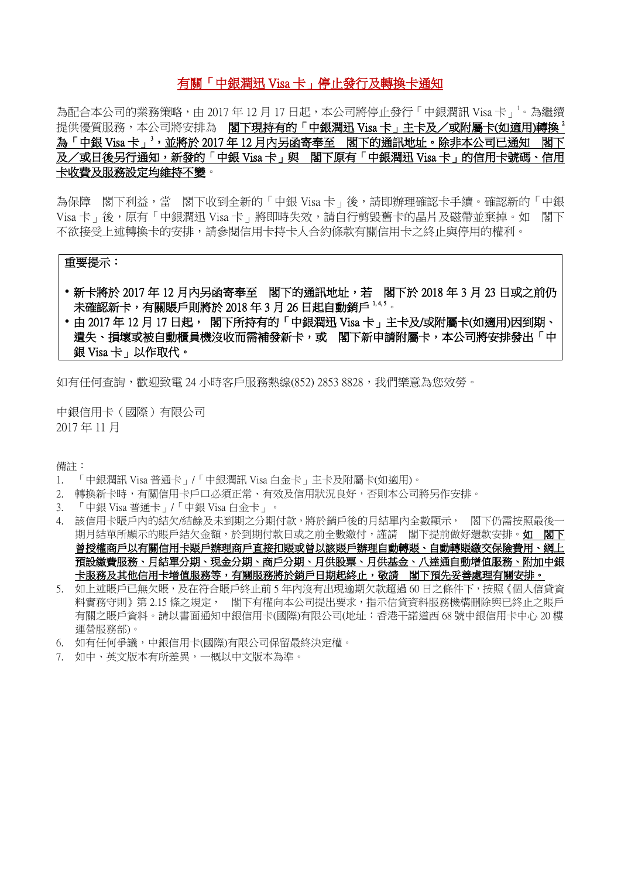## 有關「中銀潤迅 Visa 卡」停止發行及轉換卡通知

為配合本公司的業務策略，由 2017 年 12 月 17 日起，本公司將停止發行「中銀潤訊 Visa 卡」[1]。為繼續提供優質服務，本公司將安排為　**閣下現持有的「中銀潤迅 Visa 卡」主卡及／或附屬卡(如適用)轉換[2]為「中銀 Visa 卡」[3]，並將於 2017 年 12 月內另函寄奉至　閣下的通訊地址。除非本公司已通知　閣下及／或日後另行通知，新發的「中銀 Visa 卡」與　閣下原有「中銀潤迅 Visa 卡」的信用卡號碼、信用卡收費及服務設定均維持不變**。

為保障　閣下利益，當　閣下收到全新的「中銀 Visa 卡」後，請即辦理確認卡手續。確認新的「中銀 Visa 卡」後，原有「中銀潤迅 Visa 卡」將即時失效，請自行剪毀舊卡的晶片及磁帶並棄掉。如　閣下不欲接受上述轉換卡的安排，請參閱信用卡持卡人合約條款有關信用卡之終止與停用的權利。

**重要提示：**

- **新卡將於 2017 年 12 月內另函寄奉至　閣下的通訊地址，若　閣下於 2018 年 3 月 23 日或之前仍未確認新卡，有關賬戶則將於 2018 年 3 月 26 日起自動銷戶[1,4,5]。**
- **由 2017 年 12 月 17 日起，　閣下所持有的「中銀潤迅 Visa 卡」主卡及/或附屬卡(如適用)因到期、遺失、損壞或被自動櫃員機沒收而需補發新卡，或　閣下新申請附屬卡，本公司將安排發出「中銀 Visa 卡」以作取代。**

如有任何查詢，歡迎致電 24 小時客戶服務熱線(852) 2853 8828，我們樂意為您效勞。

中銀信用卡（國際）有限公司
2017 年 11 月

備註：

1. 「中銀潤訊 Visa 普通卡」/「中銀潤訊 Visa 白金卡」主卡及附屬卡(如適用)。
2. 轉換新卡時，有關信用卡戶口必須正常、有效及信用狀況良好，否則本公司將另作安排。
3. 「中銀 Visa 普通卡」/「中銀 Visa 白金卡」。
4. 該信用卡賬戶內的結欠/結餘及未到期之分期付款，將於銷戶後的月結單內全數顯示，　閣下仍需按照最後一期月結單所顯示的賬戶結欠金額，於到期付款日或之前全數繳付，謹請　閣下提前做好還款安排。**如　閣下曾授權商戶以有關信用卡賬戶辦理商戶直接扣賬或曾以該賬戶辦理自動轉賬、自動轉賬繳交保險費用、網上預設繳費服務、月結單分期、現金分期、商戶分期、月供股票、月供基金、八達通自動增值服務、附加中銀卡服務及其他信用卡增值服務等，有關服務將於銷戶日期起終止，敬請　閣下預先妥善處理有關安排。**
5. 如上述賬戶已無欠賬，及在符合賬戶終止前 5 年內沒有出現逾期欠款超過 60 日之條件下，按照《個人信貸資料實務守則》第 2.15 條之規定，　閣下有權向本公司提出要求，指示信貸資料服務機構刪除與已終止之賬戶有關之賬戶資料。請以書面通知中銀信用卡(國際)有限公司(地址：香港干諾道西 68 號中銀信用卡中心 20 樓運營服務部)。
6. 如有任何爭議，中銀信用卡(國際)有限公司保留最終決定權。
7. 如中、英文版本有所差異，一概以中文版本為準。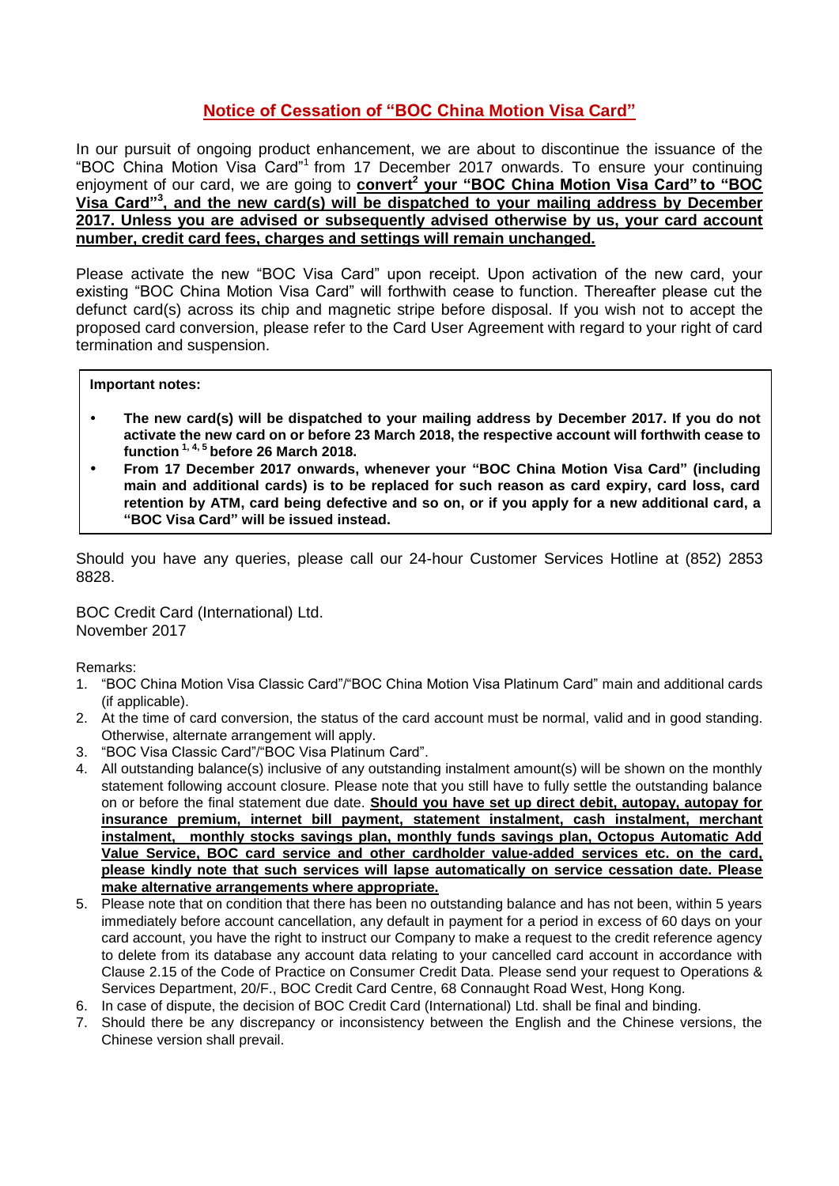# Notice of Cessation of "BOC China Motion Visa Card"

In our pursuit of ongoing product enhancement, we are about to discontinue the issuance of the "BOC China Motion Visa Card"[1] from 17 December 2017 onwards. To ensure your continuing enjoyment of our card, we are going to **convert[2] your "BOC China Motion Visa Card" to "BOC Visa Card"[3], and the new card(s) will be dispatched to your mailing address by December 2017. Unless you are advised or subsequently advised otherwise by us, your card account number, credit card fees, charges and settings will remain unchanged.**

Please activate the new "BOC Visa Card" upon receipt. Upon activation of the new card, your existing "BOC China Motion Visa Card" will forthwith cease to function. Thereafter please cut the defunct card(s) across its chip and magnetic stripe before disposal. If you wish not to accept the proposed card conversion, please refer to the Card User Agreement with regard to your right of card termination and suspension.

**Important notes:**

- **The new card(s) will be dispatched to your mailing address by December 2017. If you do not activate the new card on or before 23 March 2018, the respective account will forthwith cease to function [1, 4, 5] before 26 March 2018.**
- **From 17 December 2017 onwards, whenever your "BOC China Motion Visa Card" (including main and additional cards) is to be replaced for such reason as card expiry, card loss, card retention by ATM, card being defective and so on, or if you apply for a new additional card, a "BOC Visa Card" will be issued instead.**

Should you have any queries, please call our 24-hour Customer Services Hotline at (852) 2853 8828.

BOC Credit Card (International) Ltd.
November 2017

Remarks:

1. "BOC China Motion Visa Classic Card"/"BOC China Motion Visa Platinum Card" main and additional cards (if applicable).
2. At the time of card conversion, the status of the card account must be normal, valid and in good standing. Otherwise, alternate arrangement will apply.
3. "BOC Visa Classic Card"/"BOC Visa Platinum Card".
4. All outstanding balance(s) inclusive of any outstanding instalment amount(s) will be shown on the monthly statement following account closure. Please note that you still have to fully settle the outstanding balance on or before the final statement due date. **Should you have set up direct debit, autopay, autopay for insurance premium, internet bill payment, statement instalment, cash instalment, merchant instalment, monthly stocks savings plan, monthly funds savings plan, Octopus Automatic Add Value Service, BOC card service and other cardholder value-added services etc. on the card, please kindly note that such services will lapse automatically on service cessation date. Please make alternative arrangements where appropriate.**
5. Please note that on condition that there has been no outstanding balance and has not been, within 5 years immediately before account cancellation, any default in payment for a period in excess of 60 days on your card account, you have the right to instruct our Company to make a request to the credit reference agency to delete from its database any account data relating to your cancelled card account in accordance with Clause 2.15 of the Code of Practice on Consumer Credit Data. Please send your request to Operations & Services Department, 20/F., BOC Credit Card Centre, 68 Connaught Road West, Hong Kong.
6. In case of dispute, the decision of BOC Credit Card (International) Ltd. shall be final and binding.
7. Should there be any discrepancy or inconsistency between the English and the Chinese versions, the Chinese version shall prevail.